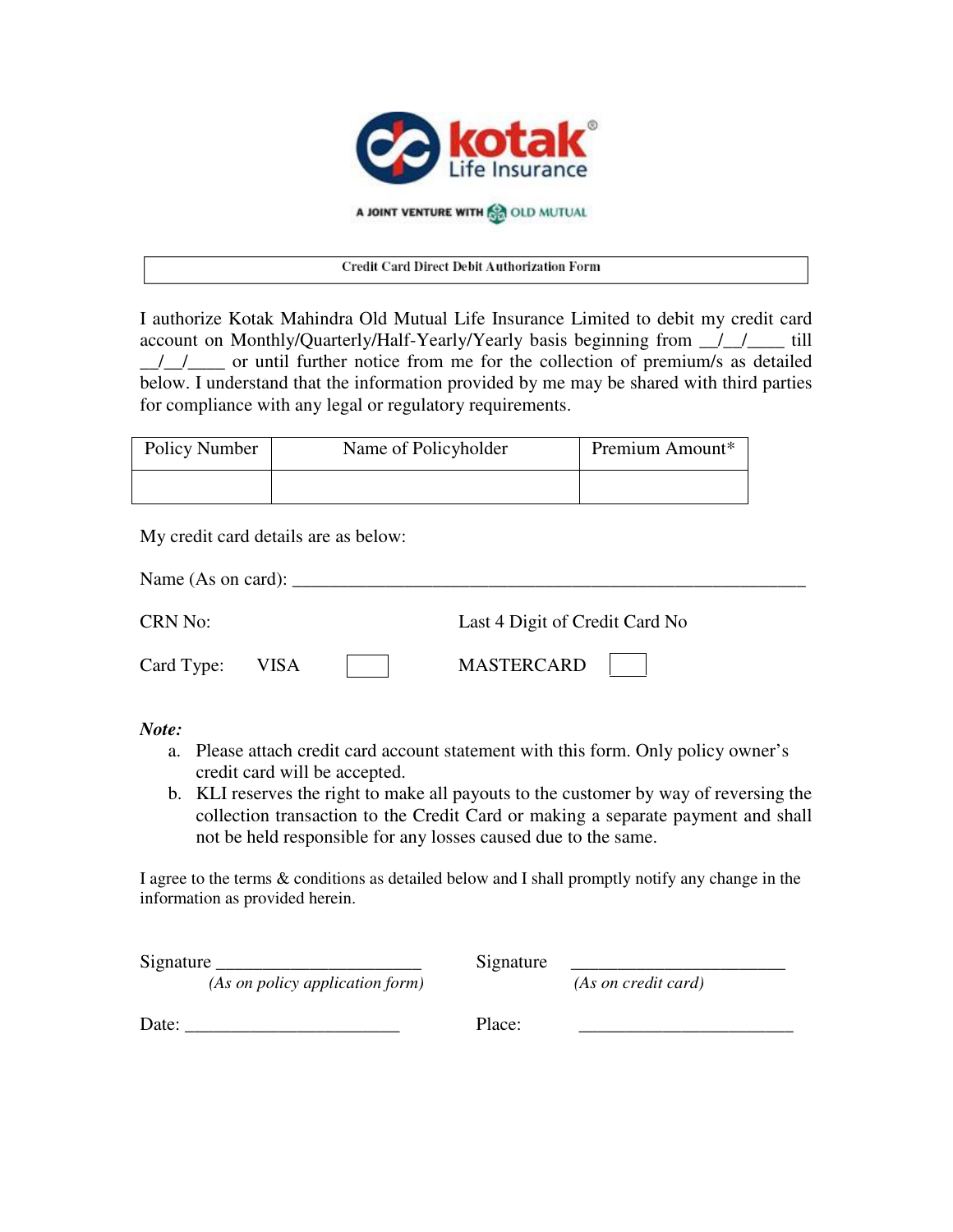kotak Life Insurance

A JOINT VENTURE WITH OLD MUTUAL

## Credit Card Direct Debit Authorization Form

I authorize Kotak Mahindra Old Mutual Life Insurance Limited to debit my credit card account on Monthly/Quarterly/Half-Yearly/Yearly basis beginning from __/__/____ till __/__/____ or until further notice from me for the collection of premium/s as detailed below. I understand that the information provided by me may be shared with third parties for compliance with any legal or regulatory requirements.

| Policy Number | Name of Policyholder | Premium Amount* |
|---|---|---|
| | | |

My credit card details are as below:

Name (As on card): ____________________________________________________________

CRN No:                                        Last 4 Digit of Credit Card No

Card Type:     VISA ☐          MASTERCARD ☐

***Note:***

a. Please attach credit card account statement with this form. Only policy owner's credit card will be accepted.
b. KLI reserves the right to make all payouts to the customer by way of reversing the collection transaction to the Credit Card or making a separate payment and shall not be held responsible for any losses caused due to the same.

I agree to the terms & conditions as detailed below and I shall promptly notify any change in the information as provided herein.

Signature ______________________
*(As on policy application form)*

Signature ______________________
*(As on credit card)*

Date: ______________________

Place: ______________________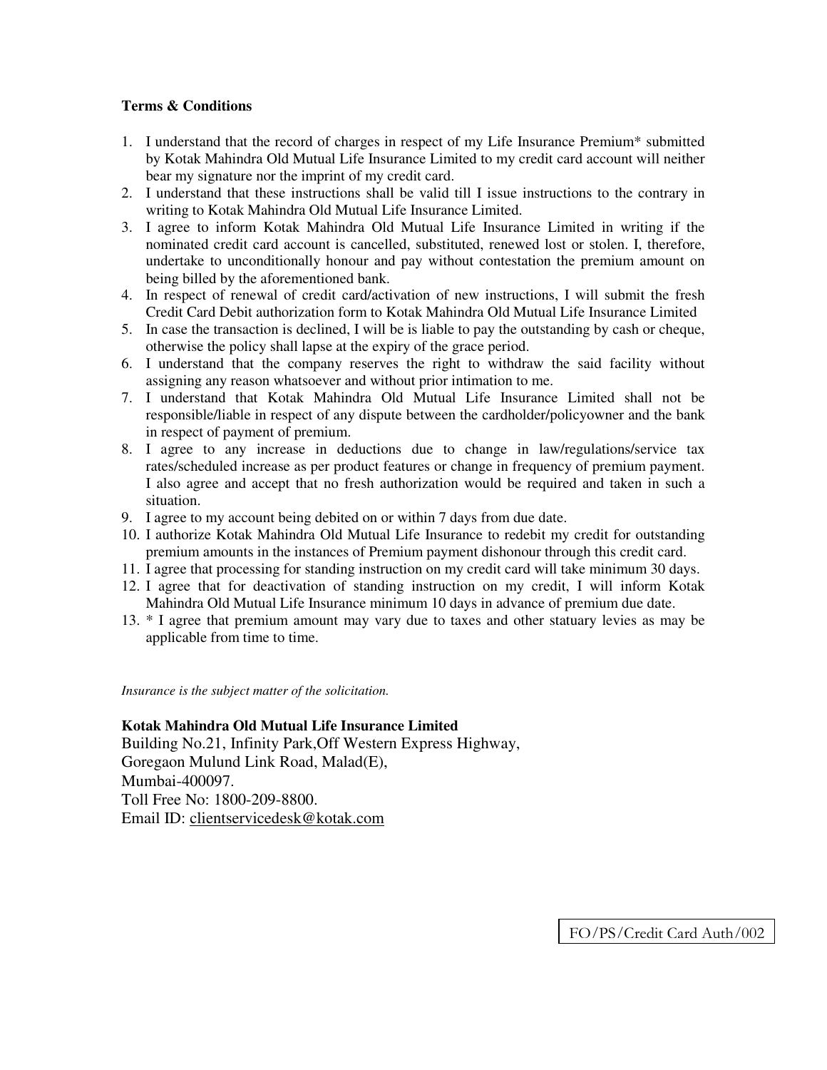**Terms & Conditions**

1. I understand that the record of charges in respect of my Life Insurance Premium* submitted by Kotak Mahindra Old Mutual Life Insurance Limited to my credit card account will neither bear my signature nor the imprint of my credit card.
2. I understand that these instructions shall be valid till I issue instructions to the contrary in writing to Kotak Mahindra Old Mutual Life Insurance Limited.
3. I agree to inform Kotak Mahindra Old Mutual Life Insurance Limited in writing if the nominated credit card account is cancelled, substituted, renewed lost or stolen. I, therefore, undertake to unconditionally honour and pay without contestation the premium amount on being billed by the aforementioned bank.
4. In respect of renewal of credit card/activation of new instructions, I will submit the fresh Credit Card Debit authorization form to Kotak Mahindra Old Mutual Life Insurance Limited
5. In case the transaction is declined, I will be is liable to pay the outstanding by cash or cheque, otherwise the policy shall lapse at the expiry of the grace period.
6. I understand that the company reserves the right to withdraw the said facility without assigning any reason whatsoever and without prior intimation to me.
7. I understand that Kotak Mahindra Old Mutual Life Insurance Limited shall not be responsible/liable in respect of any dispute between the cardholder/policyowner and the bank in respect of payment of premium.
8. I agree to any increase in deductions due to change in law/regulations/service tax rates/scheduled increase as per product features or change in frequency of premium payment. I also agree and accept that no fresh authorization would be required and taken in such a situation.
9. I agree to my account being debited on or within 7 days from due date.
10. I authorize Kotak Mahindra Old Mutual Life Insurance to redebit my credit for outstanding premium amounts in the instances of Premium payment dishonour through this credit card.
11. I agree that processing for standing instruction on my credit card will take minimum 30 days.
12. I agree that for deactivation of standing instruction on my credit, I will inform Kotak Mahindra Old Mutual Life Insurance minimum 10 days in advance of premium due date.
13. * I agree that premium amount may vary due to taxes and other statuary levies as may be applicable from time to time.

*Insurance is the subject matter of the solicitation.*

**Kotak Mahindra Old Mutual Life Insurance Limited**
Building No.21, Infinity Park,Off Western Express Highway,
Goregaon Mulund Link Road, Malad(E),
Mumbai-400097.
Toll Free No: 1800-209-8800.
Email ID: clientservicedesk@kotak.com

FO/PS/Credit Card Auth/002